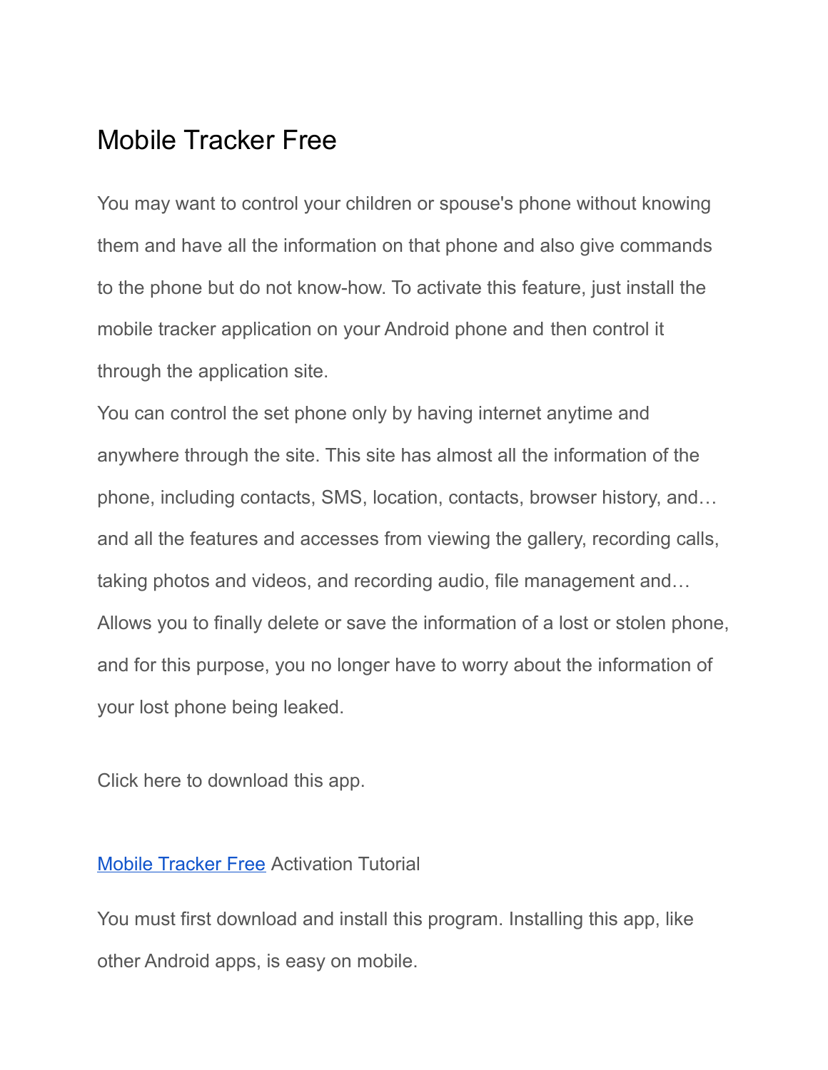# Mobile Tracker Free

You may want to control your children or spouse's phone without knowing them and have all the information on that phone and also give commands to the phone but do not know-how. To activate this feature, just install the mobile tracker application on your Android phone and then control it through the application site.

You can control the set phone only by having internet anytime and anywhere through the site. This site has almost all the information of the phone, including contacts, SMS, location, contacts, browser history, and… and all the features and accesses from viewing the gallery, recording calls, taking photos and videos, and recording audio, file management and… Allows you to finally delete or save the information of a lost or stolen phone, and for this purpose, you no longer have to worry about the information of your lost phone being leaked.

Click here to download this app.

[Mobile Tracker Free] Activation Tutorial

You must first download and install this program. Installing this app, like other Android apps, is easy on mobile.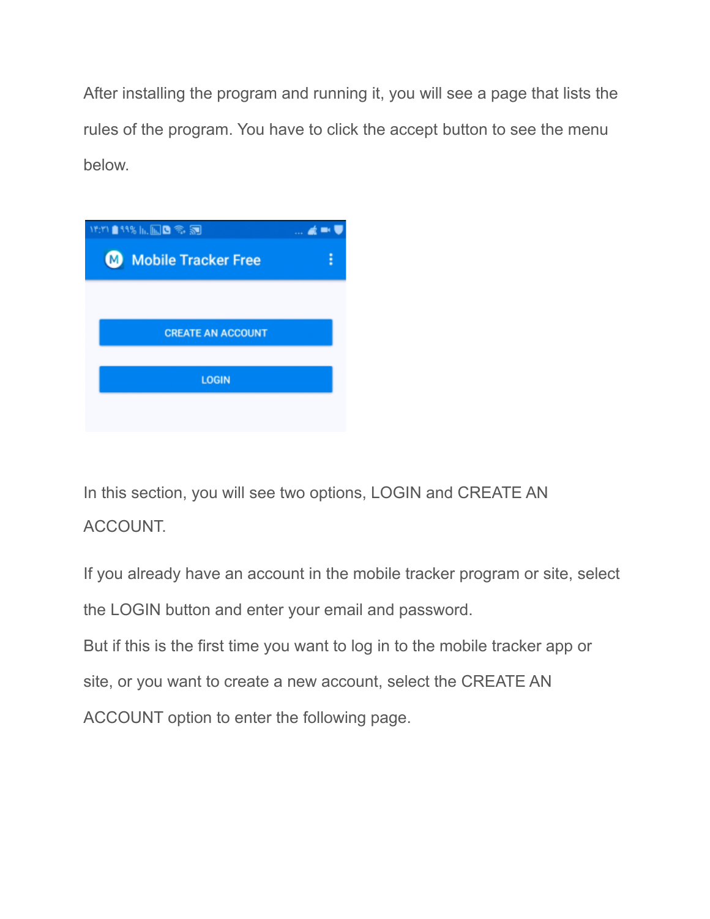After installing the program and running it, you will see a page that lists the rules of the program. You have to click the accept button to see the menu below.

In this section, you will see two options, LOGIN and CREATE AN ACCOUNT.

If you already have an account in the mobile tracker program or site, select the LOGIN button and enter your email and password.

But if this is the first time you want to log in to the mobile tracker app or site, or you want to create a new account, select the CREATE AN ACCOUNT option to enter the following page.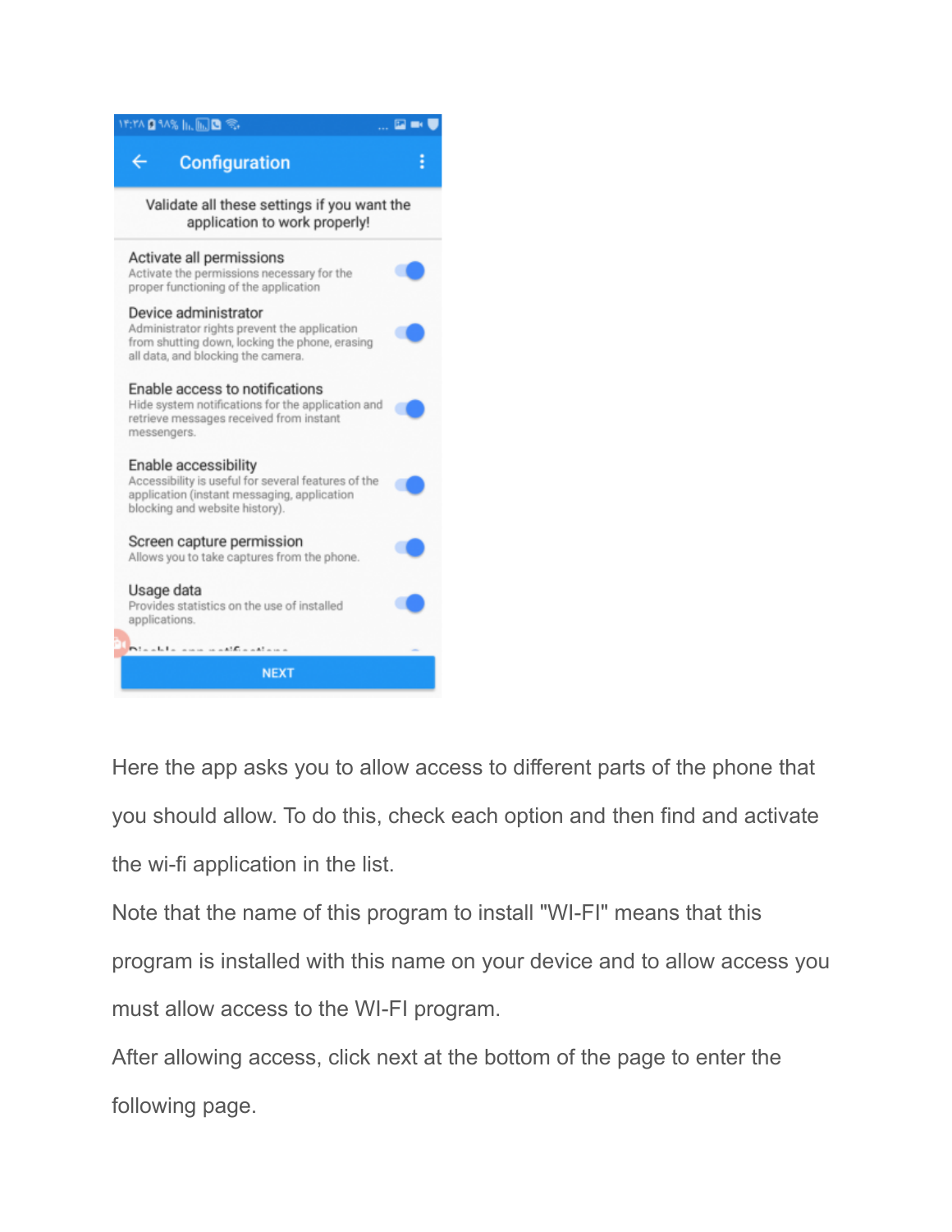Here the app asks you to allow access to different parts of the phone that you should allow. To do this, check each option and then find and activate the wi-fi application in the list.

Note that the name of this program to install "WI-FI" means that this program is installed with this name on your device and to allow access you must allow access to the WI-FI program.

After allowing access, click next at the bottom of the page to enter the following page.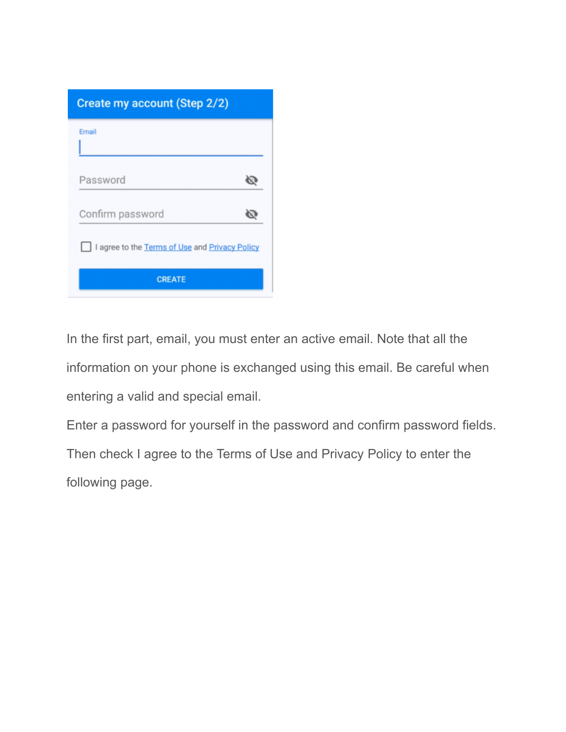In the first part, email, you must enter an active email. Note that all the information on your phone is exchanged using this email. Be careful when entering a valid and special email.

Enter a password for yourself in the password and confirm password fields. Then check I agree to the Terms of Use and Privacy Policy to enter the following page.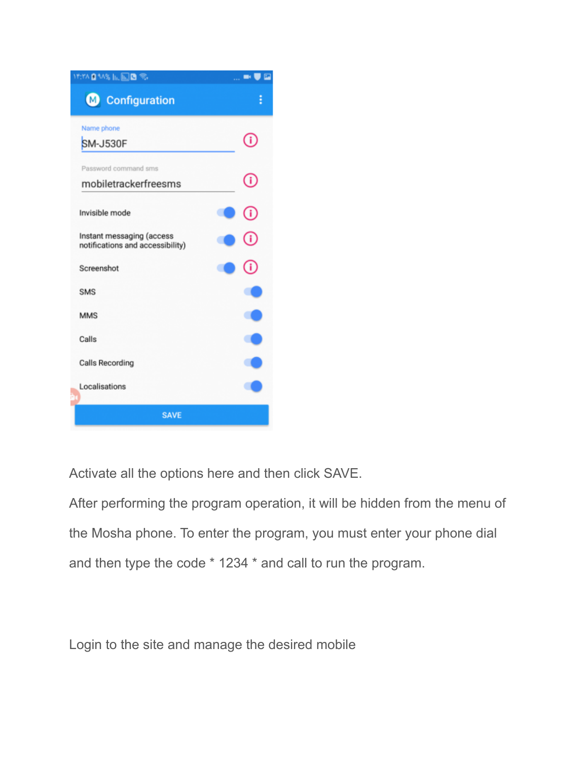Activate all the options here and then click SAVE.

After performing the program operation, it will be hidden from the menu of the Mosha phone. To enter the program, you must enter your phone dial and then type the code * 1234 * and call to run the program.

Login to the site and manage the desired mobile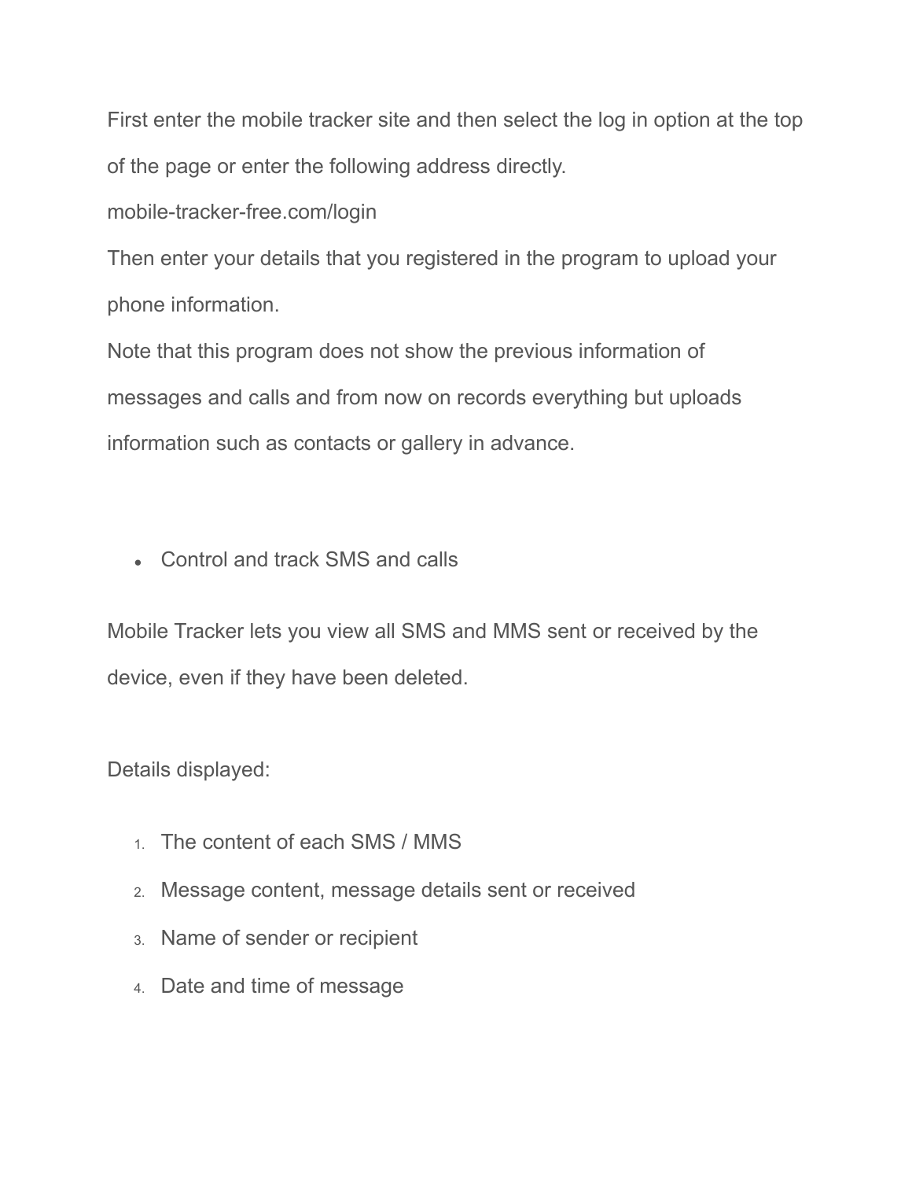First enter the mobile tracker site and then select the log in option at the top of the page or enter the following address directly.

mobile-tracker-free.com/login

Then enter your details that you registered in the program to upload your phone information.

Note that this program does not show the previous information of messages and calls and from now on records everything but uploads information such as contacts or gallery in advance.

- Control and track SMS and calls

Mobile Tracker lets you view all SMS and MMS sent or received by the device, even if they have been deleted.

Details displayed:

1. The content of each SMS / MMS
2. Message content, message details sent or received
3. Name of sender or recipient
4. Date and time of message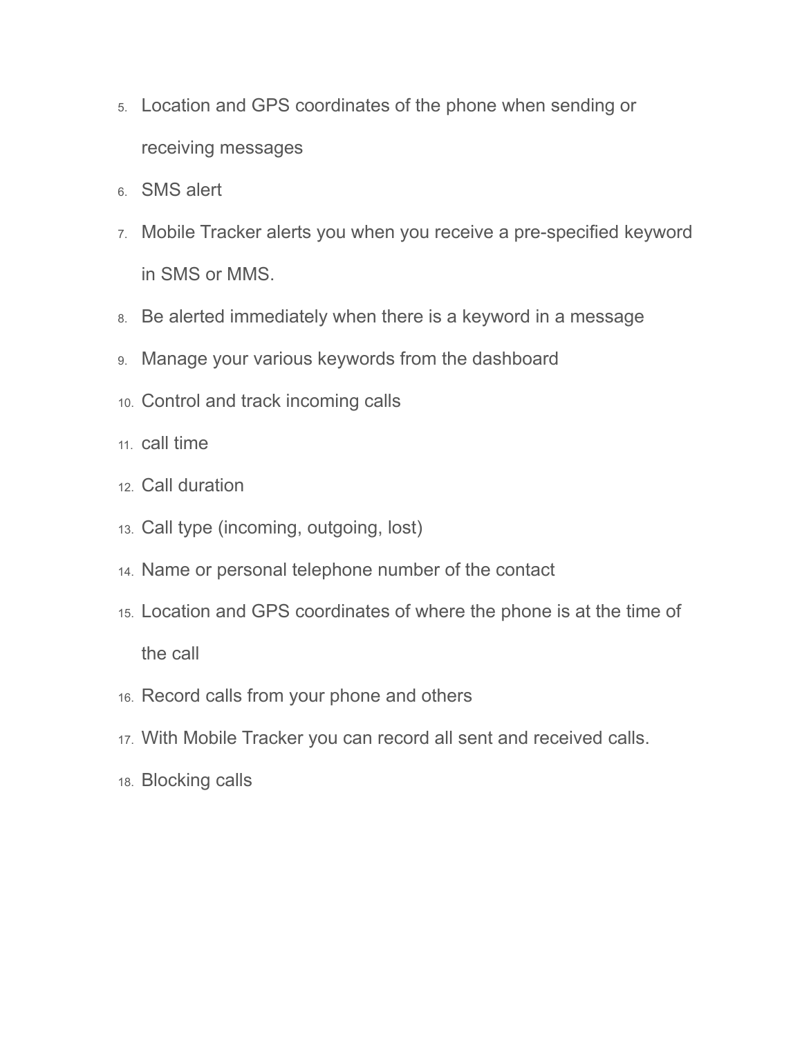5. Location and GPS coordinates of the phone when sending or receiving messages
6. SMS alert
7. Mobile Tracker alerts you when you receive a pre-specified keyword in SMS or MMS.
8. Be alerted immediately when there is a keyword in a message
9. Manage your various keywords from the dashboard
10. Control and track incoming calls
11. call time
12. Call duration
13. Call type (incoming, outgoing, lost)
14. Name or personal telephone number of the contact
15. Location and GPS coordinates of where the phone is at the time of the call
16. Record calls from your phone and others
17. With Mobile Tracker you can record all sent and received calls.
18. Blocking calls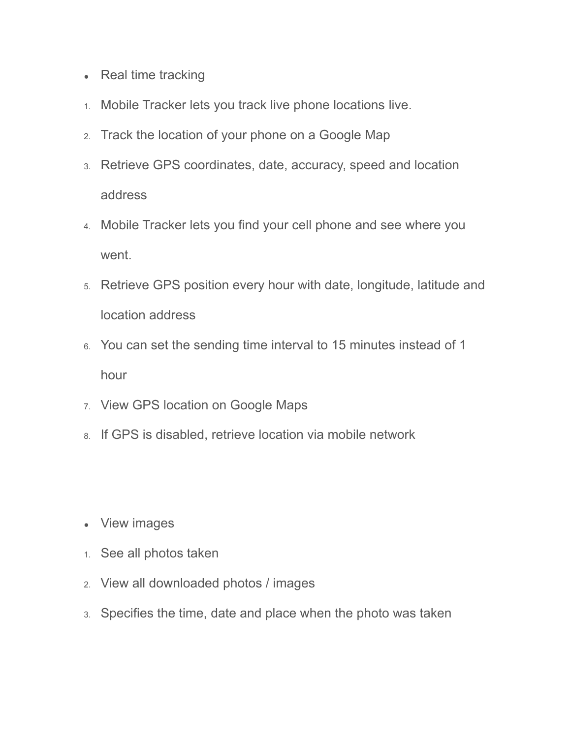- Real time tracking

1. Mobile Tracker lets you track live phone locations live.
2. Track the location of your phone on a Google Map
3. Retrieve GPS coordinates, date, accuracy, speed and location address
4. Mobile Tracker lets you find your cell phone and see where you went.
5. Retrieve GPS position every hour with date, longitude, latitude and location address
6. You can set the sending time interval to 15 minutes instead of 1 hour
7. View GPS location on Google Maps
8. If GPS is disabled, retrieve location via mobile network

- View images

1. See all photos taken
2. View all downloaded photos / images
3. Specifies the time, date and place when the photo was taken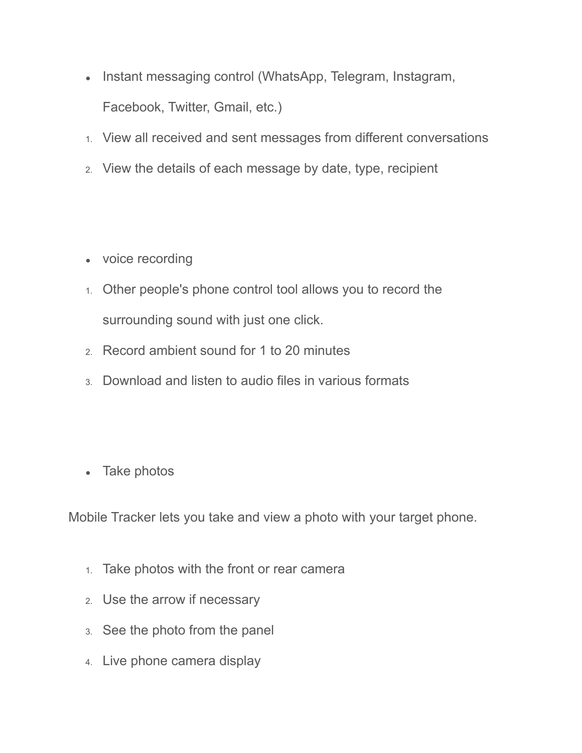- Instant messaging control (WhatsApp, Telegram, Instagram, Facebook, Twitter, Gmail, etc.)

1. View all received and sent messages from different conversations
2. View the details of each message by date, type, recipient

- voice recording

1. Other people's phone control tool allows you to record the surrounding sound with just one click.
2. Record ambient sound for 1 to 20 minutes
3. Download and listen to audio files in various formats

- Take photos

Mobile Tracker lets you take and view a photo with your target phone.

1. Take photos with the front or rear camera
2. Use the arrow if necessary
3. See the photo from the panel
4. Live phone camera display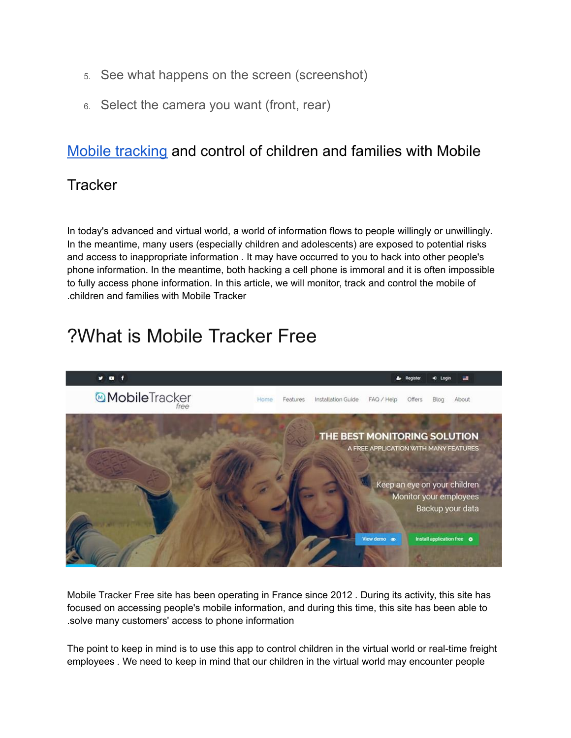5. See what happens on the screen (screenshot)
6. Select the camera you want (front, rear)

## Mobile tracking and control of children and families with Mobile Tracker

In today's advanced and virtual world, a world of information flows to people willingly or unwillingly. In the meantime, many users (especially children and adolescents) are exposed to potential risks and access to inappropriate information . It may have occurred to you to hack into other people's phone information. In the meantime, both hacking a cell phone is immoral and it is often impossible to fully access phone information. In this article, we will monitor, track and control the mobile of .children and families with Mobile Tracker

# ?What is Mobile Tracker Free

Mobile Tracker Free site has been operating in France since 2012 . During its activity, this site has focused on accessing people's mobile information, and during this time, this site has been able to .solve many customers' access to phone information

The point to keep in mind is to use this app to control children in the virtual world or real-time freight employees . We need to keep in mind that our children in the virtual world may encounter people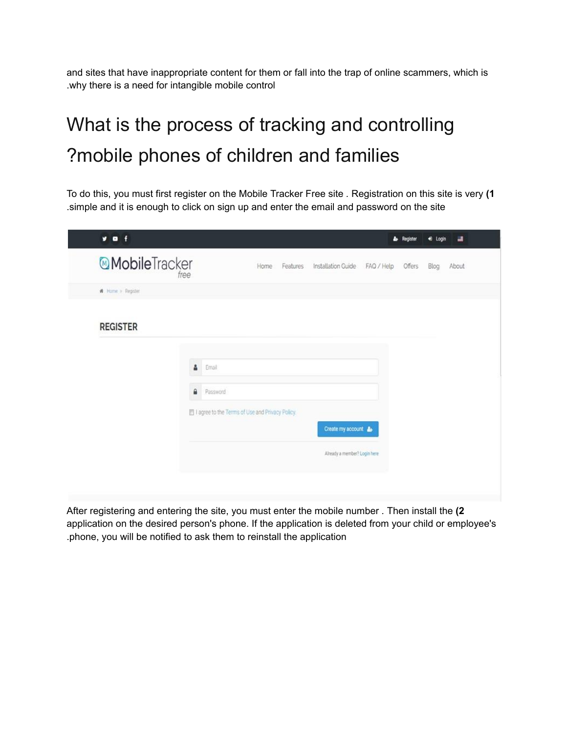and sites that have inappropriate content for them or fall into the trap of online scammers, which is .why there is a need for intangible mobile control

# What is the process of tracking and controlling ?mobile phones of children and families

To do this, you must first register on the Mobile Tracker Free site . Registration on this site is very **(1** .simple and it is enough to click on sign up and enter the email and password on the site

After registering and entering the site, you must enter the mobile number . Then install the **(2** application on the desired person's phone. If the application is deleted from your child or employee's .phone, you will be notified to ask them to reinstall the application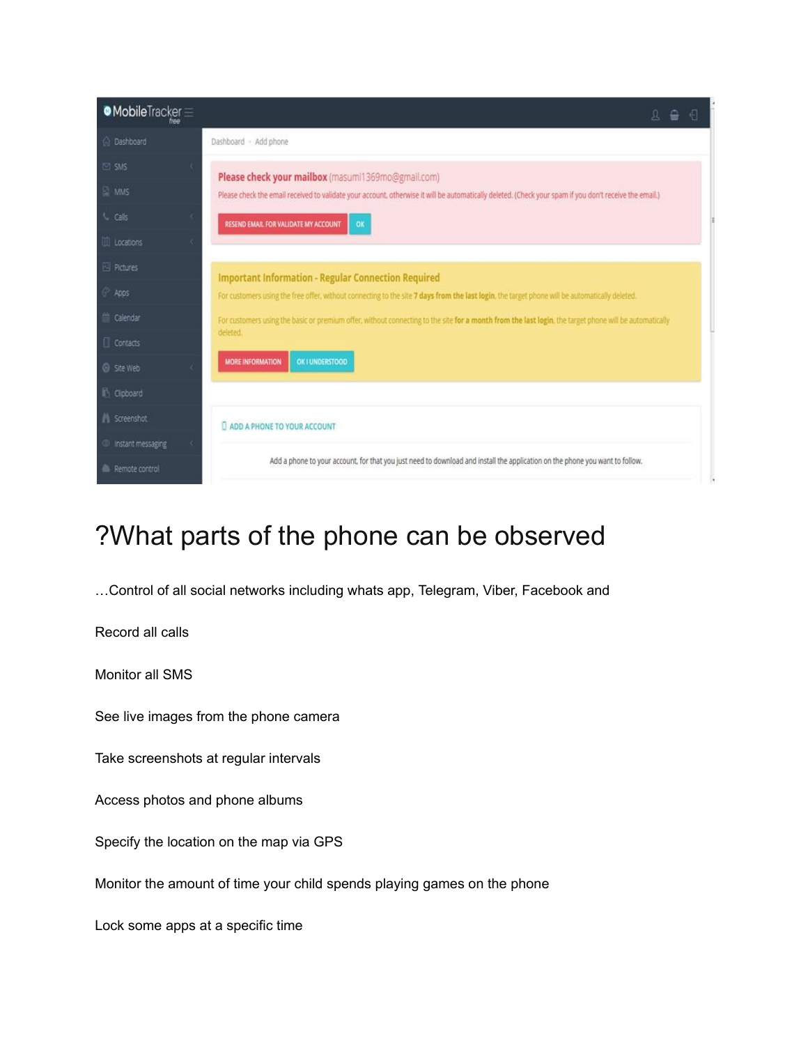MobileTracker free

- Dashboard
- SMS
- MMS
- Calls
- Locations
- Pictures
- Apps
- Calendar
- Contacts
- Site Web
- Clipboard
- Screenshot
- Instant messaging
- Remote control

Dashboard - Add phone

**Please check your mailbox** (masumi1369mo@gmail.com)

Please check the email received to validate your account, otherwise it will be automatically deleted. (Check your spam if you don't receive the email.)

RESEND EMAIL FOR VALIDATE MY ACCOUNT | OK

**Important Information - Regular Connection Required**

For customers using the free offer, without connecting to the site **7 days from the last login**, the target phone will be automatically deleted.

For customers using the basic or premium offer, without connecting to the site **for a month from the last login**, the target phone will be automatically deleted.

MORE INFORMATION | OK I UNDERSTOOD

ADD A PHONE TO YOUR ACCOUNT

Add a phone to your account, for that you just need to download and install the application on the phone you want to follow.

# ?What parts of the phone can be observed

…Control of all social networks including whats app, Telegram, Viber, Facebook and

Record all calls

Monitor all SMS

See live images from the phone camera

Take screenshots at regular intervals

Access photos and phone albums

Specify the location on the map via GPS

Monitor the amount of time your child spends playing games on the phone

Lock some apps at a specific time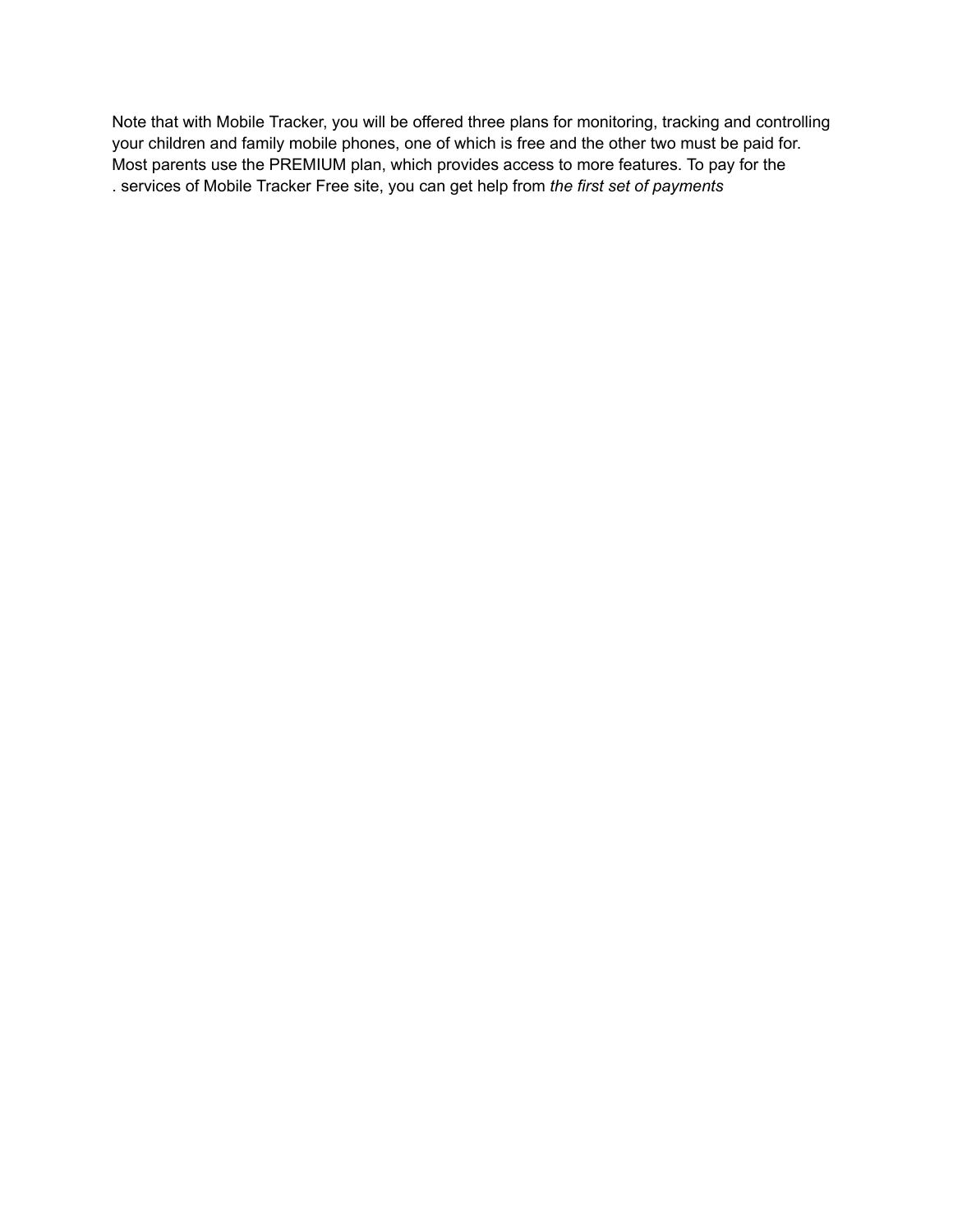Note that with Mobile Tracker, you will be offered three plans for monitoring, tracking and controlling your children and family mobile phones, one of which is free and the other two must be paid for. Most parents use the PREMIUM plan, which provides access to more features. To pay for the . services of Mobile Tracker Free site, you can get help from *the first set of payments*